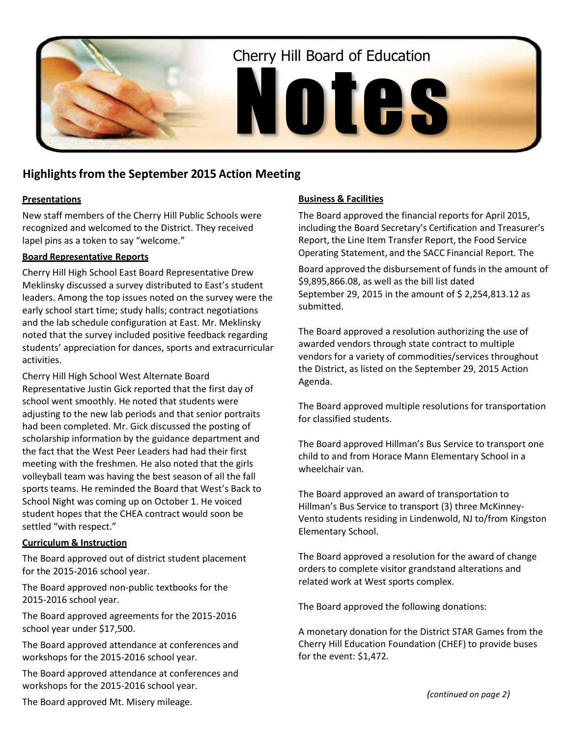# Cherry Hill Board of Education Notes

## Highlights from the September 2015 Action Meeting

**Presentations**

New staff members of the Cherry Hill Public Schools were recognized and welcomed to the District. They received lapel pins as a token to say "welcome."

**Board Representative Reports**

Cherry Hill High School East Board Representative Drew Meklinsky discussed a survey distributed to East's student leaders. Among the top issues noted on the survey were the early school start time; study halls; contract negotiations and the lab schedule configuration at East. Mr. Meklinsky noted that the survey included positive feedback regarding students' appreciation for dances, sports and extracurricular activities.

Cherry Hill High School West Alternate Board Representative Justin Gick reported that the first day of school went smoothly. He noted that students were adjusting to the new lab periods and that senior portraits had been completed. Mr. Gick discussed the posting of scholarship information by the guidance department and the fact that the West Peer Leaders had had their first meeting with the freshmen. He also noted that the girls volleyball team was having the best season of all the fall sports teams. He reminded the Board that West's Back to School Night was coming up on October 1. He voiced student hopes that the CHEA contract would soon be settled "with respect."

**Curriculum & Instruction**

The Board approved out of district student placement for the 2015-2016 school year.

The Board approved non-public textbooks for the 2015-2016 school year.

The Board approved agreements for the 2015-2016 school year under $17,500.

The Board approved attendance at conferences and workshops for the 2015-2016 school year.

The Board approved attendance at conferences and workshops for the 2015-2016 school year.

The Board approved Mt. Misery mileage.

**Business & Facilities**

The Board approved the financial reports for April 2015, including the Board Secretary's Certification and Treasurer's Report, the Line Item Transfer Report, the Food Service Operating Statement, and the SACC Financial Report. The Board approved the disbursement of funds in the amount of $9,895,866.08, as well as the bill list dated September 29, 2015 in the amount of $ 2,254,813.12 as submitted.

The Board approved a resolution authorizing the use of awarded vendors through state contract to multiple vendors for a variety of commodities/services throughout the District, as listed on the September 29, 2015 Action Agenda.

The Board approved multiple resolutions for transportation for classified students.

The Board approved Hillman's Bus Service to transport one child to and from Horace Mann Elementary School in a wheelchair van.

The Board approved an award of transportation to Hillman's Bus Service to transport (3) three McKinney-Vento students residing in Lindenwold, NJ to/from Kingston Elementary School.

The Board approved a resolution for the award of change orders to complete visitor grandstand alterations and related work at West sports complex.

The Board approved the following donations:

A monetary donation for the District STAR Games from the Cherry Hill Education Foundation (CHEF) to provide buses for the event: $1,472.

*(continued on page 2)*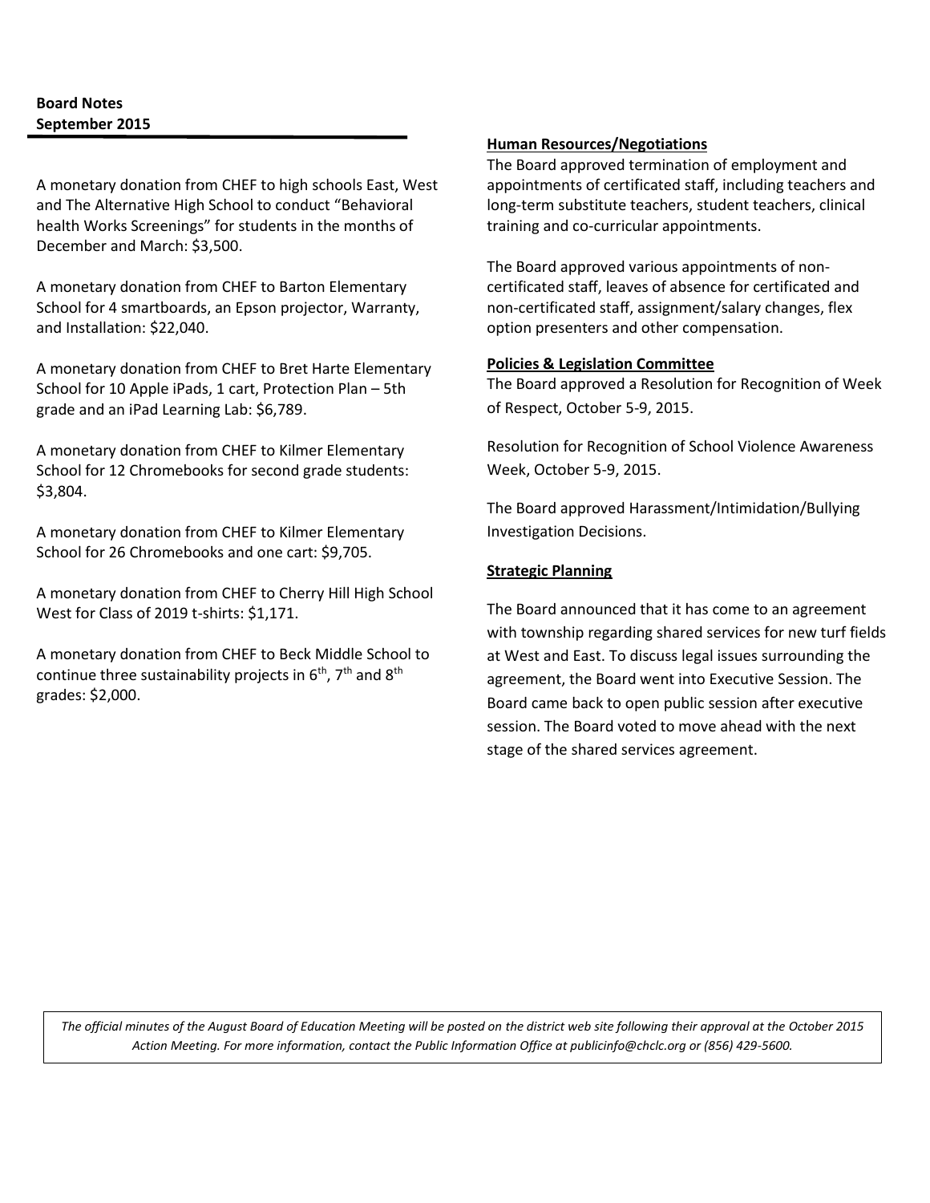**Board Notes**
**September 2015**

A monetary donation from CHEF to high schools East, West and The Alternative High School to conduct "Behavioral health Works Screenings" for students in the months of December and March: $3,500.

A monetary donation from CHEF to Barton Elementary School for 4 smartboards, an Epson projector, Warranty, and Installation: $22,040.

A monetary donation from CHEF to Bret Harte Elementary School for 10 Apple iPads, 1 cart, Protection Plan – 5th grade and an iPad Learning Lab: $6,789.

A monetary donation from CHEF to Kilmer Elementary School for 12 Chromebooks for second grade students: $3,804.

A monetary donation from CHEF to Kilmer Elementary School for 26 Chromebooks and one cart: $9,705.

A monetary donation from CHEF to Cherry Hill High School West for Class of 2019 t-shirts: $1,171.

A monetary donation from CHEF to Beck Middle School to continue three sustainability projects in 6th, 7th and 8th grades: $2,000.

**Human Resources/Negotiations**

The Board approved termination of employment and appointments of certificated staff, including teachers and long-term substitute teachers, student teachers, clinical training and co-curricular appointments.

The Board approved various appointments of non-certificated staff, leaves of absence for certificated and non-certificated staff, assignment/salary changes, flex option presenters and other compensation.

**Policies & Legislation Committee**

The Board approved a Resolution for Recognition of Week of Respect, October 5-9, 2015.

Resolution for Recognition of School Violence Awareness Week, October 5-9, 2015.

The Board approved Harassment/Intimidation/Bullying Investigation Decisions.

**Strategic Planning**

The Board announced that it has come to an agreement with township regarding shared services for new turf fields at West and East. To discuss legal issues surrounding the agreement, the Board went into Executive Session. The Board came back to open public session after executive session. The Board voted to move ahead with the next stage of the shared services agreement.

*The official minutes of the August Board of Education Meeting will be posted on the district web site following their approval at the October 2015 Action Meeting. For more information, contact the Public Information Office at publicinfo@chclc.org or (856) 429-5600.*